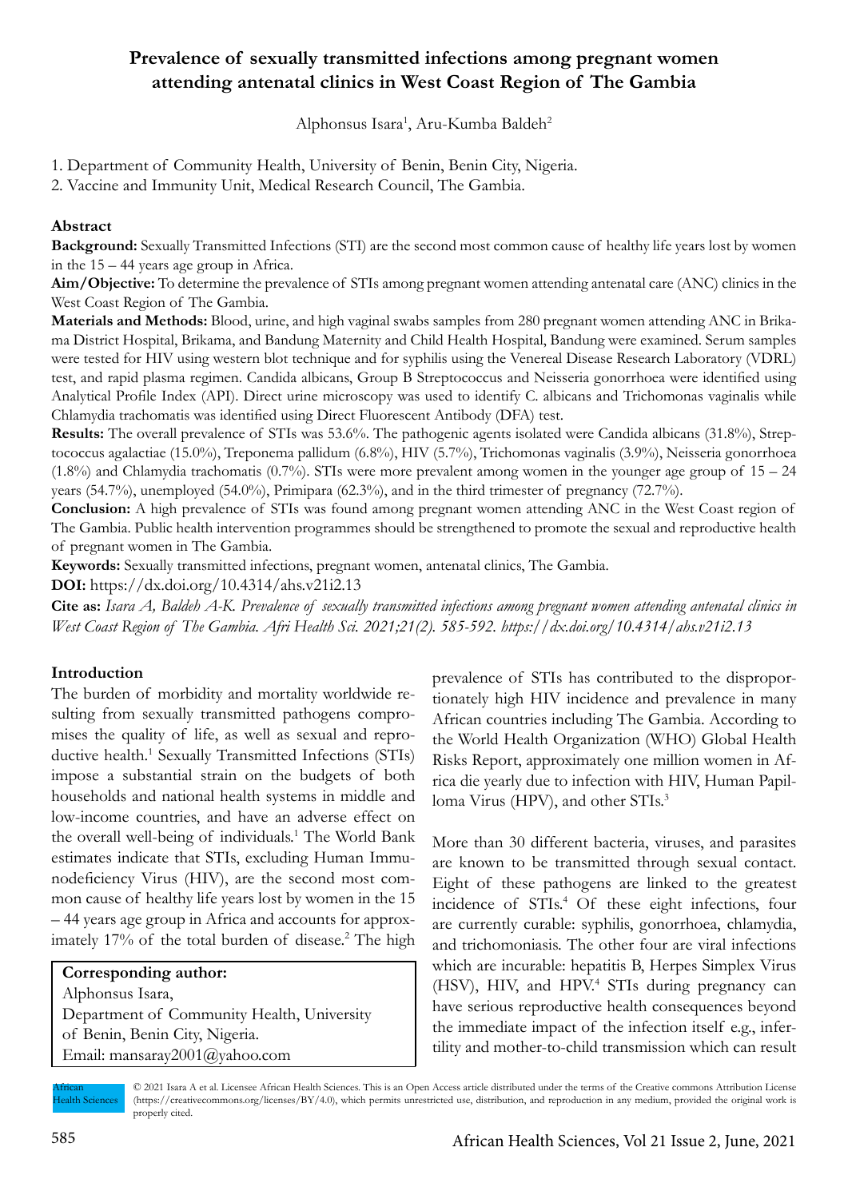# Prevalence of sexually transmitted infections among pregnant women attending antenatal clinics in West Coast Region of The Gambia

Alphonsus Isara[1], Aru-Kumba Baldeh[2]

1. Department of Community Health, University of Benin, Benin City, Nigeria.
2. Vaccine and Immunity Unit, Medical Research Council, The Gambia.

## Abstract

**Background:** Sexually Transmitted Infections (STI) are the second most common cause of healthy life years lost by women in the 15 – 44 years age group in Africa.

**Aim/Objective:** To determine the prevalence of STIs among pregnant women attending antenatal care (ANC) clinics in the West Coast Region of The Gambia.

**Materials and Methods:** Blood, urine, and high vaginal swabs samples from 280 pregnant women attending ANC in Brikama District Hospital, Brikama, and Bandung Maternity and Child Health Hospital, Bandung were examined. Serum samples were tested for HIV using western blot technique and for syphilis using the Venereal Disease Research Laboratory (VDRL) test, and rapid plasma regimen. Candida albicans, Group B Streptococcus and Neisseria gonorrhoea were identified using Analytical Profile Index (API). Direct urine microscopy was used to identify C. albicans and Trichomonas vaginalis while Chlamydia trachomatis was identified using Direct Fluorescent Antibody (DFA) test.

**Results:** The overall prevalence of STIs was 53.6%. The pathogenic agents isolated were Candida albicans (31.8%), Streptococcus agalactiae (15.0%), Treponema pallidum (6.8%), HIV (5.7%), Trichomonas vaginalis (3.9%), Neisseria gonorrhoea (1.8%) and Chlamydia trachomatis (0.7%). STIs were more prevalent among women in the younger age group of 15 – 24 years (54.7%), unemployed (54.0%), Primipara (62.3%), and in the third trimester of pregnancy (72.7%).

**Conclusion:** A high prevalence of STIs was found among pregnant women attending ANC in the West Coast region of The Gambia. Public health intervention programmes should be strengthened to promote the sexual and reproductive health of pregnant women in The Gambia.

**Keywords:** Sexually transmitted infections, pregnant women, antenatal clinics, The Gambia.

**DOI:** https://dx.doi.org/10.4314/ahs.v21i2.13

**Cite as:** *Isara A, Baldeh A-K. Prevalence of sexually transmitted infections among pregnant women attending antenatal clinics in West Coast Region of The Gambia. Afri Health Sci. 2021;21(2). 585-592. https://dx.doi.org/10.4314/ahs.v21i2.13*

## Introduction

The burden of morbidity and mortality worldwide resulting from sexually transmitted pathogens compromises the quality of life, as well as sexual and reproductive health.[1] Sexually Transmitted Infections (STIs) impose a substantial strain on the budgets of both households and national health systems in middle and low-income countries, and have an adverse effect on the overall well-being of individuals.[1] The World Bank estimates indicate that STIs, excluding Human Immunodeficiency Virus (HIV), are the second most common cause of healthy life years lost by women in the 15 – 44 years age group in Africa and accounts for approximately 17% of the total burden of disease.[2] The high prevalence of STIs has contributed to the disproportionately high HIV incidence and prevalence in many African countries including The Gambia. According to the World Health Organization (WHO) Global Health Risks Report, approximately one million women in Africa die yearly due to infection with HIV, Human Papilloma Virus (HPV), and other STIs.[3]

More than 30 different bacteria, viruses, and parasites are known to be transmitted through sexual contact. Eight of these pathogens are linked to the greatest incidence of STIs.[4] Of these eight infections, four are currently curable: syphilis, gonorrhoea, chlamydia, and trichomoniasis. The other four are viral infections which are incurable: hepatitis B, Herpes Simplex Virus (HSV), HIV, and HPV.[4] STIs during pregnancy can have serious reproductive health consequences beyond the immediate impact of the infection itself e.g., infertility and mother-to-child transmission which can result

**Corresponding author:**
Alphonsus Isara,
Department of Community Health, University of Benin, Benin City, Nigeria.
Email: mansaray2001@yahoo.com

© 2021 Isara A et al. Licensee African Health Sciences. This is an Open Access article distributed under the terms of the Creative commons Attribution License (https://creativecommons.org/licenses/BY/4.0), which permits unrestricted use, distribution, and reproduction in any medium, provided the original work is properly cited.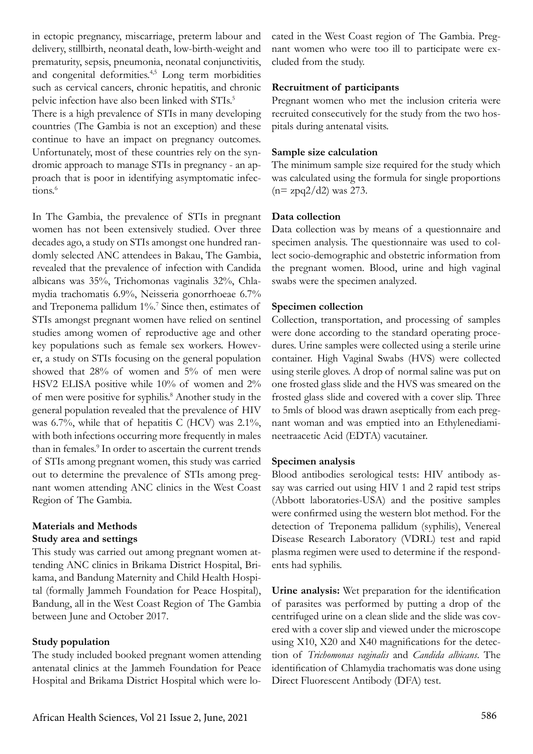in ectopic pregnancy, miscarriage, preterm labour and delivery, stillbirth, neonatal death, low-birth-weight and prematurity, sepsis, pneumonia, neonatal conjunctivitis, and congenital deformities.[4,5] Long term morbidities such as cervical cancers, chronic hepatitis, and chronic pelvic infection have also been linked with STIs.[5]

There is a high prevalence of STIs in many developing countries (The Gambia is not an exception) and these continue to have an impact on pregnancy outcomes. Unfortunately, most of these countries rely on the syndromic approach to manage STIs in pregnancy - an approach that is poor in identifying asymptomatic infections.[6]

In The Gambia, the prevalence of STIs in pregnant women has not been extensively studied. Over three decades ago, a study on STIs amongst one hundred randomly selected ANC attendees in Bakau, The Gambia, revealed that the prevalence of infection with Candida albicans was 35%, Trichomonas vaginalis 32%, Chlamydia trachomatis 6.9%, Neisseria gonorrhoeae 6.7% and Treponema pallidum 1%.[7] Since then, estimates of STIs amongst pregnant women have relied on sentinel studies among women of reproductive age and other key populations such as female sex workers. However, a study on STIs focusing on the general population showed that 28% of women and 5% of men were HSV2 ELISA positive while 10% of women and 2% of men were positive for syphilis.[8] Another study in the general population revealed that the prevalence of HIV was 6.7%, while that of hepatitis C (HCV) was 2.1%, with both infections occurring more frequently in males than in females.[9] In order to ascertain the current trends of STIs among pregnant women, this study was carried out to determine the prevalence of STIs among pregnant women attending ANC clinics in the West Coast Region of The Gambia.

## Materials and Methods

### Study area and settings

This study was carried out among pregnant women attending ANC clinics in Brikama District Hospital, Brikama, and Bandung Maternity and Child Health Hospital (formally Jammeh Foundation for Peace Hospital), Bandung, all in the West Coast Region of The Gambia between June and October 2017.

### Study population

The study included booked pregnant women attending antenatal clinics at the Jammeh Foundation for Peace Hospital and Brikama District Hospital which were located in the West Coast region of The Gambia. Pregnant women who were too ill to participate were excluded from the study.

### Recruitment of participants

Pregnant women who met the inclusion criteria were recruited consecutively for the study from the two hospitals during antenatal visits.

### Sample size calculation

The minimum sample size required for the study which was calculated using the formula for single proportions ($n= zpq2/d2$) was 273.

### Data collection

Data collection was by means of a questionnaire and specimen analysis. The questionnaire was used to collect socio-demographic and obstetric information from the pregnant women. Blood, urine and high vaginal swabs were the specimen analyzed.

### Specimen collection

Collection, transportation, and processing of samples were done according to the standard operating procedures. Urine samples were collected using a sterile urine container. High Vaginal Swabs (HVS) were collected using sterile gloves. A drop of normal saline was put on one frosted glass slide and the HVS was smeared on the frosted glass slide and covered with a cover slip. Three to 5mls of blood was drawn aseptically from each pregnant woman and was emptied into an Ethylenediamineetraacetic Acid (EDTA) vacutainer.

### Specimen analysis

Blood antibodies serological tests: HIV antibody assay was carried out using HIV 1 and 2 rapid test strips (Abbott laboratories-USA) and the positive samples were confirmed using the western blot method. For the detection of Treponema pallidum (syphilis), Venereal Disease Research Laboratory (VDRL) test and rapid plasma regimen were used to determine if the respondents had syphilis.

**Urine analysis:** Wet preparation for the identification of parasites was performed by putting a drop of the centrifuged urine on a clean slide and the slide was covered with a cover slip and viewed under the microscope using X10, X20 and X40 magnifications for the detection of *Trichomonas vaginalis* and *Candida albicans*. The identification of Chlamydia trachomatis was done using Direct Fluorescent Antibody (DFA) test.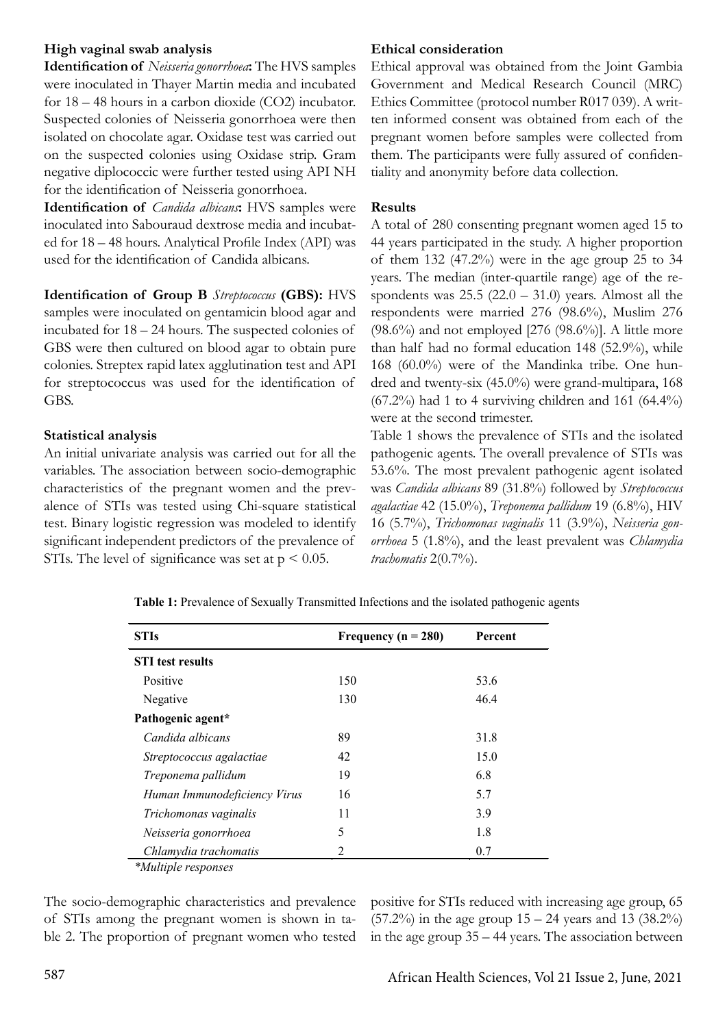### High vaginal swab analysis

**Identification of** ***Neisseria gonorrhoea*****:** The HVS samples were inoculated in Thayer Martin media and incubated for 18 – 48 hours in a carbon dioxide ($CO_2$) incubator. Suspected colonies of Neisseria gonorrhoea were then isolated on chocolate agar. Oxidase test was carried out on the suspected colonies using Oxidase strip. Gram negative diplococcic were further tested using API NH for the identification of Neisseria gonorrhoea.

**Identification of** ***Candida albicans*****:** HVS samples were inoculated into Sabouraud dextrose media and incubated for 18 – 48 hours. Analytical Profile Index (API) was used for the identification of Candida albicans.

**Identification of Group B** ***Streptococcus*** **(GBS):** HVS samples were inoculated on gentamicin blood agar and incubated for 18 – 24 hours. The suspected colonies of GBS were then cultured on blood agar to obtain pure colonies. Streptex rapid latex agglutination test and API for streptococcus was used for the identification of GBS.

### Statistical analysis

An initial univariate analysis was carried out for all the variables. The association between socio-demographic characteristics of the pregnant women and the prevalence of STIs was tested using Chi-square statistical test. Binary logistic regression was modeled to identify significant independent predictors of the prevalence of STIs. The level of significance was set at $p < 0.05$.

### Ethical consideration

Ethical approval was obtained from the Joint Gambia Government and Medical Research Council (MRC) Ethics Committee (protocol number R017 039). A written informed consent was obtained from each of the pregnant women before samples were collected from them. The participants were fully assured of confidentiality and anonymity before data collection.

### Results

A total of 280 consenting pregnant women aged 15 to 44 years participated in the study. A higher proportion of them 132 (47.2%) were in the age group 25 to 34 years. The median (inter-quartile range) age of the respondents was 25.5 (22.0 – 31.0) years. Almost all the respondents were married 276 (98.6%), Muslim 276 (98.6%) and not employed [276 (98.6%)]. A little more than half had no formal education 148 (52.9%), while 168 (60.0%) were of the Mandinka tribe. One hundred and twenty-six (45.0%) were grand-multipara, 168 (67.2%) had 1 to 4 surviving children and 161 (64.4%) were at the second trimester.

Table 1 shows the prevalence of STIs and the isolated pathogenic agents. The overall prevalence of STIs was 53.6%. The most prevalent pathogenic agent isolated was *Candida albicans* 89 (31.8%) followed by *Streptococcus agalactiae* 42 (15.0%), *Treponema pallidum* 19 (6.8%), HIV 16 (5.7%), *Trichomonas vaginalis* 11 (3.9%), *Neisseria gonorrhoea* 5 (1.8%), and the least prevalent was *Chlamydia trachomatis* 2(0.7%).

**Table 1:** Prevalence of Sexually Transmitted Infections and the isolated pathogenic agents

| STIs | Frequency (n = 280) | Percent |
|---|---|---|
| **STI test results** | | |
| Positive | 150 | 53.6 |
| Negative | 130 | 46.4 |
| **Pathogenic agent*** | | |
| *Candida albicans* | 89 | 31.8 |
| *Streptococcus agalactiae* | 42 | 15.0 |
| *Treponema pallidum* | 19 | 6.8 |
| *Human Immunodeficiency Virus* | 16 | 5.7 |
| *Trichomonas vaginalis* | 11 | 3.9 |
| *Neisseria gonorrhoea* | 5 | 1.8 |
| *Chlamydia trachomatis* | 2 | 0.7 |

*\*Multiple responses*

The socio-demographic characteristics and prevalence of STIs among the pregnant women is shown in table 2. The proportion of pregnant women who tested positive for STIs reduced with increasing age group, 65 (57.2%) in the age group 15 – 24 years and 13 (38.2%) in the age group 35 – 44 years. The association between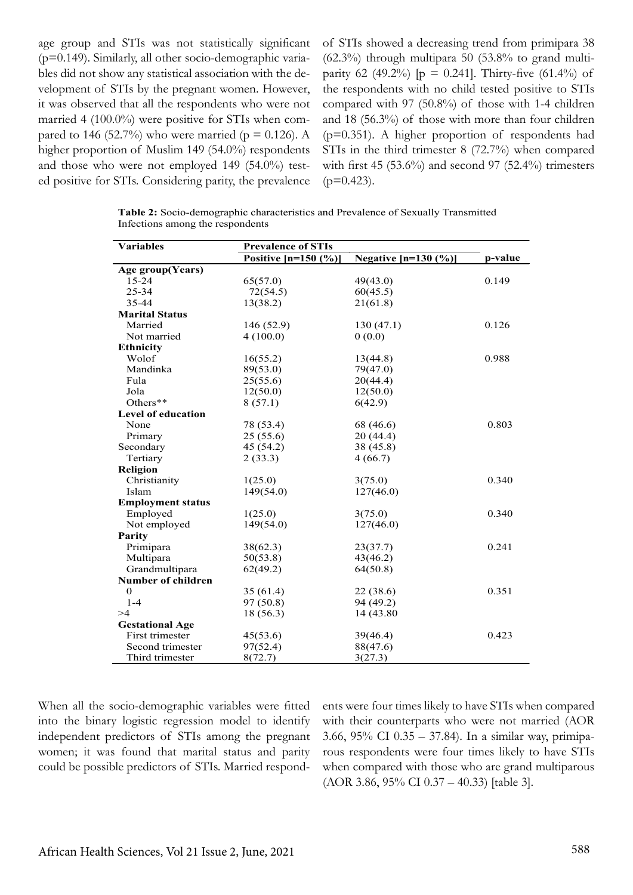age group and STIs was not statistically significant (p=0.149). Similarly, all other socio-demographic variables did not show any statistical association with the development of STIs by the pregnant women. However, it was observed that all the respondents who were not married 4 (100.0%) were positive for STIs when compared to 146 (52.7%) who were married (p = 0.126). A higher proportion of Muslim 149 (54.0%) respondents and those who were not employed 149 (54.0%) tested positive for STIs. Considering parity, the prevalence of STIs showed a decreasing trend from primipara 38 (62.3%) through multipara 50 (53.8% to grand multiparity 62 (49.2%) [p = 0.241]. Thirty-five (61.4%) of the respondents with no child tested positive to STIs compared with 97 (50.8%) of those with 1-4 children and 18 (56.3%) of those with more than four children (p=0.351). A higher proportion of respondents had STIs in the third trimester 8 (72.7%) when compared with first 45 (53.6%) and second 97 (52.4%) trimesters (p=0.423).

**Table 2:** Socio-demographic characteristics and Prevalence of Sexually Transmitted Infections among the respondents

| Variables | Prevalence of STIs | | |
|---|---|---|---|
| | Positive [n=150 (%)] | Negative [n=130 (%)] | p-value |
| **Age group(Years)** | | | |
| 15-24 | 65(57.0) | 49(43.0) | 0.149 |
| 25-34 | 72(54.5) | 60(45.5) | |
| 35-44 | 13(38.2) | 21(61.8) | |
| **Marital Status** | | | |
| Married | 146 (52.9) | 130 (47.1) | 0.126 |
| Not married | 4 (100.0) | 0 (0.0) | |
| **Ethnicity** | | | |
| Wolof | 16(55.2) | 13(44.8) | 0.988 |
| Mandinka | 89(53.0) | 79(47.0) | |
| Fula | 25(55.6) | 20(44.4) | |
| Jola | 12(50.0) | 12(50.0) | |
| Others** | 8 (57.1) | 6(42.9) | |
| **Level of education** | | | |
| None | 78 (53.4) | 68 (46.6) | 0.803 |
| Primary | 25 (55.6) | 20 (44.4) | |
| Secondary | 45 (54.2) | 38 (45.8) | |
| Tertiary | 2 (33.3) | 4 (66.7) | |
| **Religion** | | | |
| Christianity | 1(25.0) | 3(75.0) | 0.340 |
| Islam | 149(54.0) | 127(46.0) | |
| **Employment status** | | | |
| Employed | 1(25.0) | 3(75.0) | 0.340 |
| Not employed | 149(54.0) | 127(46.0) | |
| **Parity** | | | |
| Primipara | 38(62.3) | 23(37.7) | 0.241 |
| Multipara | 50(53.8) | 43(46.2) | |
| Grandmultipara | 62(49.2) | 64(50.8) | |
| **Number of children** | | | |
| 0 | 35 (61.4) | 22 (38.6) | 0.351 |
| 1-4 | 97 (50.8) | 94 (49.2) | |
| >4 | 18 (56.3) | 14 (43.80 | |
| **Gestational Age** | | | |
| First trimester | 45(53.6) | 39(46.4) | 0.423 |
| Second trimester | 97(52.4) | 88(47.6) | |
| Third trimester | 8(72.7) | 3(27.3) | |

When all the socio-demographic variables were fitted into the binary logistic regression model to identify independent predictors of STIs among the pregnant women; it was found that marital status and parity could be possible predictors of STIs. Married respondents were four times likely to have STIs when compared with their counterparts who were not married (AOR 3.66, 95% CI 0.35 – 37.84). In a similar way, primiparous respondents were four times likely to have STIs when compared with those who are grand multiparous (AOR 3.86, 95% CI 0.37 – 40.33) [table 3].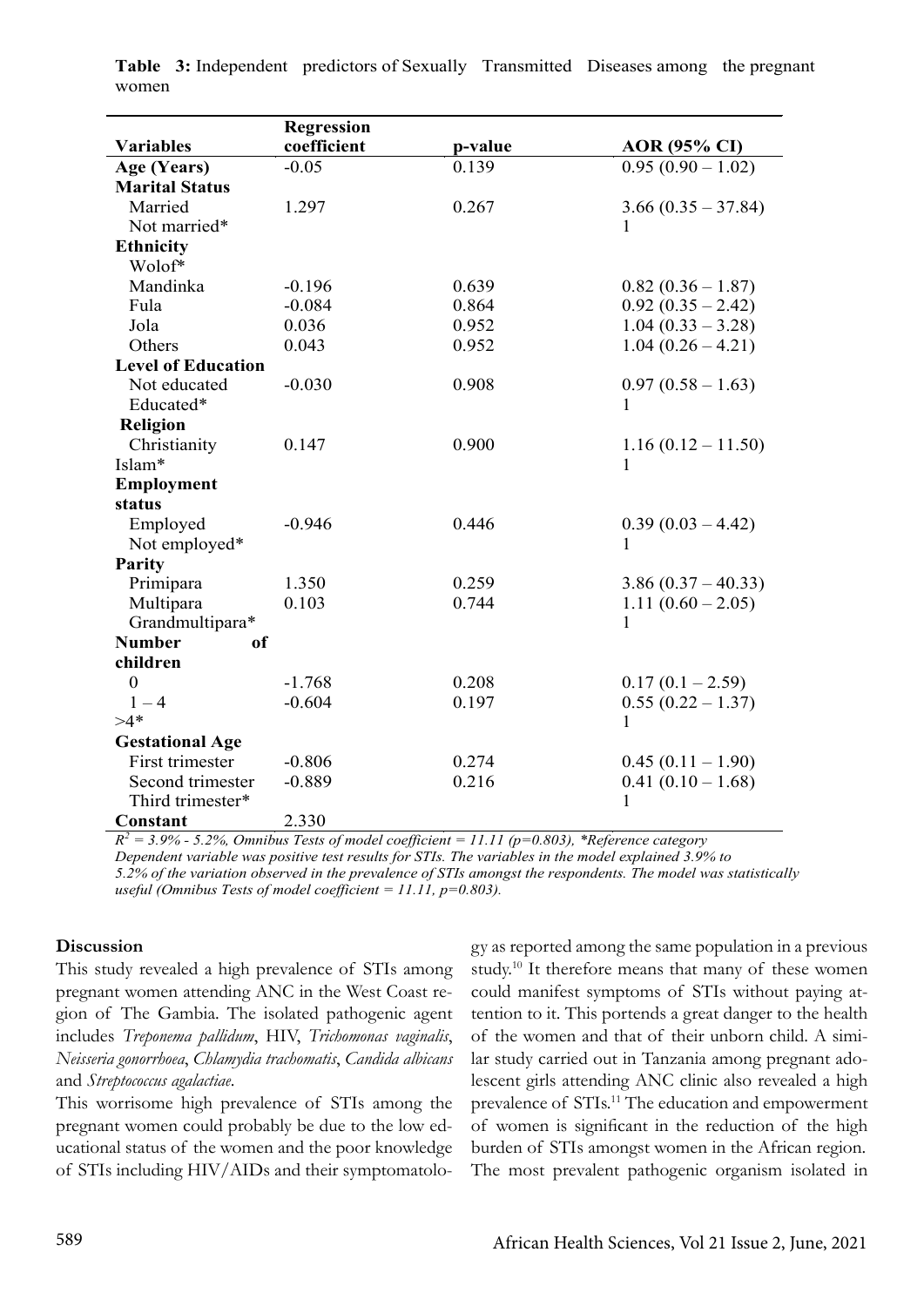**Table 3:** Independent predictors of Sexually Transmitted Diseases among the pregnant women

| Variables | Regression coefficient | p-value | AOR (95% CI) |
|---|---|---|---|
| **Age (Years)** | -0.05 | 0.139 | 0.95 (0.90 – 1.02) |
| **Marital Status** | | | |
| Married | 1.297 | 0.267 | 3.66 (0.35 – 37.84) |
| Not married* | | | 1 |
| **Ethnicity** | | | |
| Wolof* | | | |
| Mandinka | -0.196 | 0.639 | 0.82 (0.36 – 1.87) |
| Fula | -0.084 | 0.864 | 0.92 (0.35 – 2.42) |
| Jola | 0.036 | 0.952 | 1.04 (0.33 – 3.28) |
| Others | 0.043 | 0.952 | 1.04 (0.26 – 4.21) |
| **Level of Education** | | | |
| Not educated | -0.030 | 0.908 | 0.97 (0.58 – 1.63) |
| Educated* | | | 1 |
| **Religion** | | | |
| Christianity | 0.147 | 0.900 | 1.16 (0.12 – 11.50) |
| Islam* | | | 1 |
| **Employment status** | | | |
| Employed | -0.946 | 0.446 | 0.39 (0.03 – 4.42) |
| Not employed* | | | 1 |
| **Parity** | | | |
| Primipara | 1.350 | 0.259 | 3.86 (0.37 – 40.33) |
| Multipara | 0.103 | 0.744 | 1.11 (0.60 – 2.05) |
| Grandmultipara* | | | 1 |
| **Number of children** | | | |
| 0 | -1.768 | 0.208 | 0.17 (0.1 – 2.59) |
| 1 – 4 | -0.604 | 0.197 | 0.55 (0.22 – 1.37) |
| >4* | | | 1 |
| **Gestational Age** | | | |
| First trimester | -0.806 | 0.274 | 0.45 (0.11 – 1.90) |
| Second trimester | -0.889 | 0.216 | 0.41 (0.10 – 1.68) |
| Third trimester* | | | 1 |
| **Constant** | 2.330 | | |

*$R^2$ = 3.9% - 5.2%, Omnibus Tests of model coefficient = 11.11 (p=0.803), \*Reference category*
*Dependent variable was positive test results for STIs. The variables in the model explained 3.9% to 5.2% of the variation observed in the prevalence of STIs amongst the respondents. The model was statistically useful (Omnibus Tests of model coefficient = 11.11, p=0.803).*

## Discussion

This study revealed a high prevalence of STIs among pregnant women attending ANC in the West Coast region of The Gambia. The isolated pathogenic agent includes *Treponema pallidum*, HIV, *Trichomonas vaginalis*, *Neisseria gonorrhoea*, *Chlamydia trachomatis*, *Candida albicans* and *Streptococcus agalactiae*.

This worrisome high prevalence of STIs among the pregnant women could probably be due to the low educational status of the women and the poor knowledge of STIs including HIV/AIDs and their symptomatology as reported among the same population in a previous study.[10] It therefore means that many of these women could manifest symptoms of STIs without paying attention to it. This portends a great danger to the health of the women and that of their unborn child. A similar study carried out in Tanzania among pregnant adolescent girls attending ANC clinic also revealed a high prevalence of STIs.[11] The education and empowerment of women is significant in the reduction of the high burden of STIs amongst women in the African region. The most prevalent pathogenic organism isolated in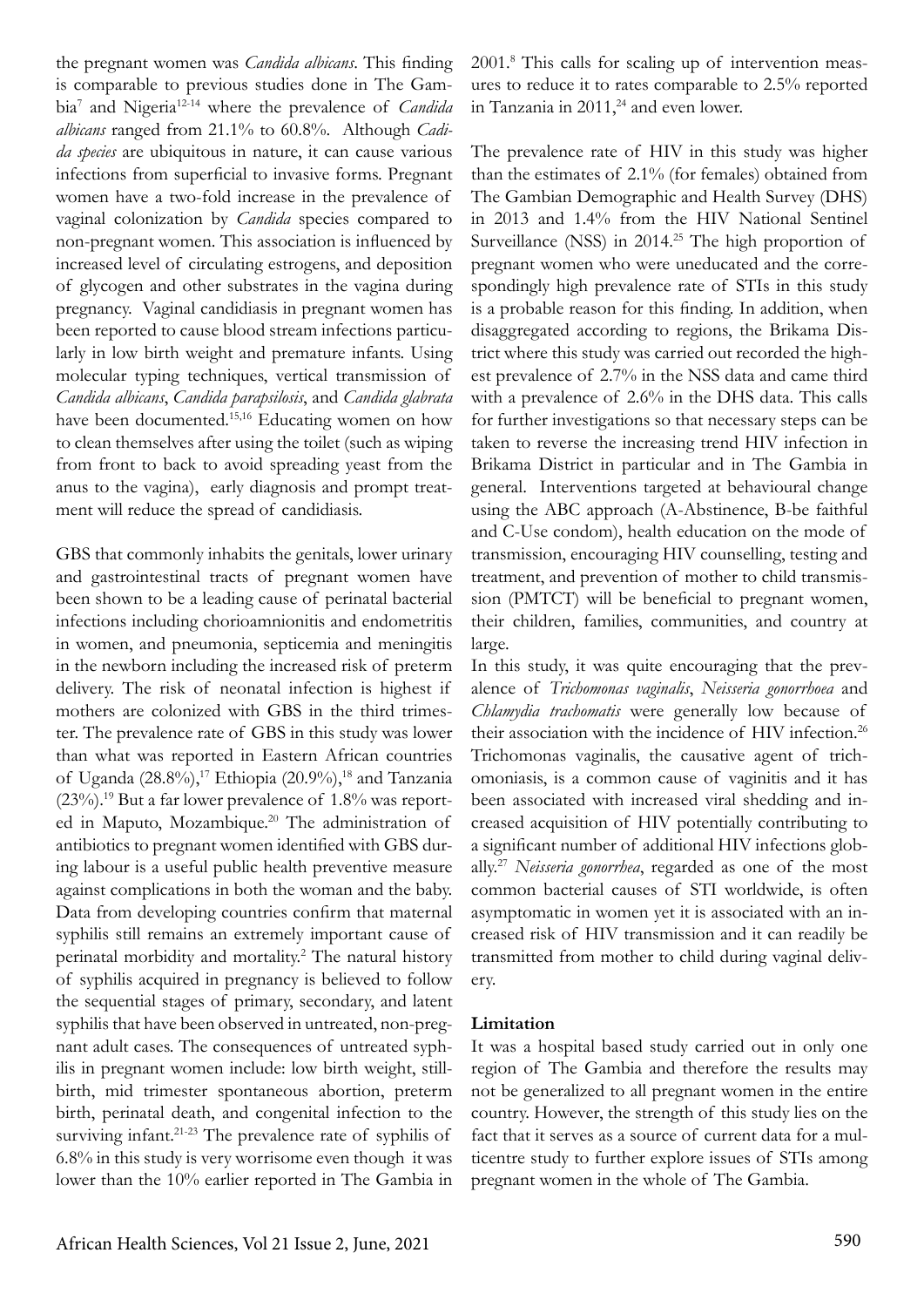the pregnant women was *Candida albicans*. This finding is comparable to previous studies done in The Gambia[7] and Nigeria[12-14] where the prevalence of *Candida albicans* ranged from 21.1% to 60.8%. Although *Cadida species* are ubiquitous in nature, it can cause various infections from superficial to invasive forms. Pregnant women have a two-fold increase in the prevalence of vaginal colonization by *Candida* species compared to non-pregnant women. This association is influenced by increased level of circulating estrogens, and deposition of glycogen and other substrates in the vagina during pregnancy. Vaginal candidiasis in pregnant women has been reported to cause blood stream infections particularly in low birth weight and premature infants. Using molecular typing techniques, vertical transmission of *Candida albicans*, *Candida parapsilosis*, and *Candida glabrata* have been documented.[15,16] Educating women on how to clean themselves after using the toilet (such as wiping from front to back to avoid spreading yeast from the anus to the vagina), early diagnosis and prompt treatment will reduce the spread of candidiasis.

GBS that commonly inhabits the genitals, lower urinary and gastrointestinal tracts of pregnant women have been shown to be a leading cause of perinatal bacterial infections including chorioamnionitis and endometritis in women, and pneumonia, septicemia and meningitis in the newborn including the increased risk of preterm delivery. The risk of neonatal infection is highest if mothers are colonized with GBS in the third trimester. The prevalence rate of GBS in this study was lower than what was reported in Eastern African countries of Uganda (28.8%),[17] Ethiopia (20.9%),[18] and Tanzania (23%).[19] But a far lower prevalence of 1.8% was reported in Maputo, Mozambique.[20] The administration of antibiotics to pregnant women identified with GBS during labour is a useful public health preventive measure against complications in both the woman and the baby. Data from developing countries confirm that maternal syphilis still remains an extremely important cause of perinatal morbidity and mortality.[2] The natural history of syphilis acquired in pregnancy is believed to follow the sequential stages of primary, secondary, and latent syphilis that have been observed in untreated, non-pregnant adult cases. The consequences of untreated syphilis in pregnant women include: low birth weight, stillbirth, mid trimester spontaneous abortion, preterm birth, perinatal death, and congenital infection to the surviving infant.[21-23] The prevalence rate of syphilis of 6.8% in this study is very worrisome even though it was lower than the 10% earlier reported in The Gambia in 2001.[8] This calls for scaling up of intervention measures to reduce it to rates comparable to 2.5% reported in Tanzania in 2011,[24] and even lower.

The prevalence rate of HIV in this study was higher than the estimates of 2.1% (for females) obtained from The Gambian Demographic and Health Survey (DHS) in 2013 and 1.4% from the HIV National Sentinel Surveillance (NSS) in 2014.[25] The high proportion of pregnant women who were uneducated and the correspondingly high prevalence rate of STIs in this study is a probable reason for this finding. In addition, when disaggregated according to regions, the Brikama District where this study was carried out recorded the highest prevalence of 2.7% in the NSS data and came third with a prevalence of 2.6% in the DHS data. This calls for further investigations so that necessary steps can be taken to reverse the increasing trend HIV infection in Brikama District in particular and in The Gambia in general. Interventions targeted at behavioural change using the ABC approach (A-Abstinence, B-be faithful and C-Use condom), health education on the mode of transmission, encouraging HIV counselling, testing and treatment, and prevention of mother to child transmission (PMTCT) will be beneficial to pregnant women, their children, families, communities, and country at large.

In this study, it was quite encouraging that the prevalence of *Trichomonas vaginalis*, *Neisseria gonorrhoea* and *Chlamydia trachomatis* were generally low because of their association with the incidence of HIV infection.[26] Trichomonas vaginalis, the causative agent of trichomoniasis, is a common cause of vaginitis and it has been associated with increased viral shedding and increased acquisition of HIV potentially contributing to a significant number of additional HIV infections globally.[27] *Neisseria gonorrhea*, regarded as one of the most common bacterial causes of STI worldwide, is often asymptomatic in women yet it is associated with an increased risk of HIV transmission and it can readily be transmitted from mother to child during vaginal delivery.

**Limitation**

It was a hospital based study carried out in only one region of The Gambia and therefore the results may not be generalized to all pregnant women in the entire country. However, the strength of this study lies on the fact that it serves as a source of current data for a multicentre study to further explore issues of STIs among pregnant women in the whole of The Gambia.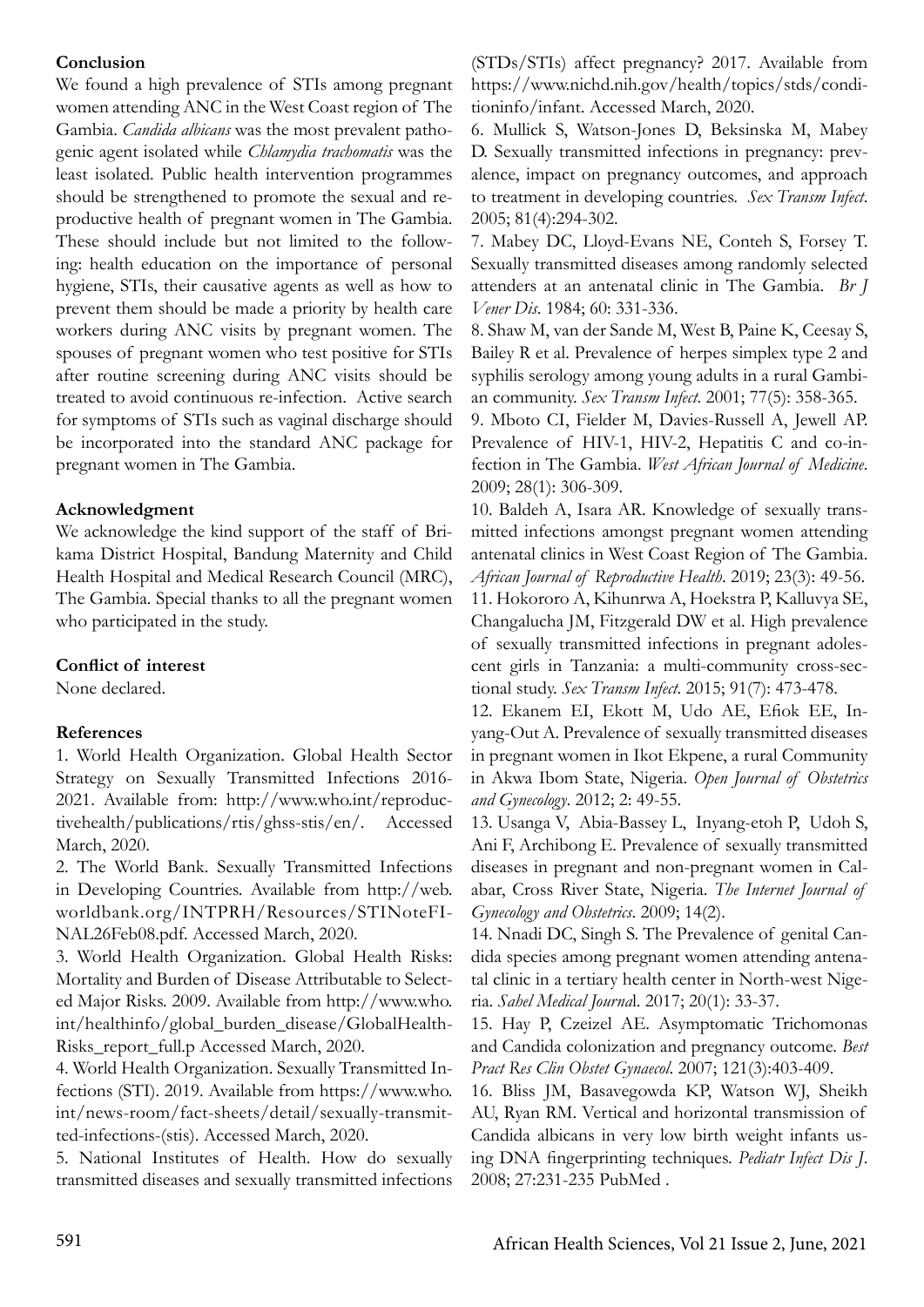## Conclusion

We found a high prevalence of STIs among pregnant women attending ANC in the West Coast region of The Gambia. *Candida albicans* was the most prevalent pathogenic agent isolated while *Chlamydia trachomatis* was the least isolated. Public health intervention programmes should be strengthened to promote the sexual and reproductive health of pregnant women in The Gambia. These should include but not limited to the following: health education on the importance of personal hygiene, STIs, their causative agents as well as how to prevent them should be made a priority by health care workers during ANC visits by pregnant women. The spouses of pregnant women who test positive for STIs after routine screening during ANC visits should be treated to avoid continuous re-infection. Active search for symptoms of STIs such as vaginal discharge should be incorporated into the standard ANC package for pregnant women in The Gambia.

## Acknowledgment

We acknowledge the kind support of the staff of Brikama District Hospital, Bandung Maternity and Child Health Hospital and Medical Research Council (MRC), The Gambia. Special thanks to all the pregnant women who participated in the study.

## Conflict of interest

None declared.

## References

1. World Health Organization. Global Health Sector Strategy on Sexually Transmitted Infections 2016-2021. Available from: http://www.who.int/reproductivehealth/publications/rtis/ghss-stis/en/. Accessed March, 2020.
2. The World Bank. Sexually Transmitted Infections in Developing Countries. Available from http://web.worldbank.org/INTPRH/Resources/STINoteFINAL26Feb08.pdf. Accessed March, 2020.
3. World Health Organization. Global Health Risks: Mortality and Burden of Disease Attributable to Selected Major Risks. 2009. Available from http://www.who.int/healthinfo/global_burden_disease/GlobalHealthRisks_report_full.p Accessed March, 2020.
4. World Health Organization. Sexually Transmitted Infections (STI). 2019. Available from https://www.who.int/news-room/fact-sheets/detail/sexually-transmitted-infections-(stis). Accessed March, 2020.
5. National Institutes of Health. How do sexually transmitted diseases and sexually transmitted infections (STDs/STIs) affect pregnancy? 2017. Available from https://www.nichd.nih.gov/health/topics/stds/conditioninfo/infant. Accessed March, 2020.
6. Mullick S, Watson-Jones D, Beksinska M, Mabey D. Sexually transmitted infections in pregnancy: prevalence, impact on pregnancy outcomes, and approach to treatment in developing countries. *Sex Transm Infect*. 2005; 81(4):294-302.
7. Mabey DC, Lloyd-Evans NE, Conteh S, Forsey T. Sexually transmitted diseases among randomly selected attenders at an antenatal clinic in The Gambia. *Br J Vener Dis*. 1984; 60: 331-336.
8. Shaw M, van der Sande M, West B, Paine K, Ceesay S, Bailey R et al. Prevalence of herpes simplex type 2 and syphilis serology among young adults in a rural Gambian community. *Sex Transm Infect*. 2001; 77(5): 358-365.
9. Mboto CI, Fielder M, Davies-Russell A, Jewell AP. Prevalence of HIV-1, HIV-2, Hepatitis C and co-infection in The Gambia. *West African Journal of Medicine*. 2009; 28(1): 306-309.
10. Baldeh A, Isara AR. Knowledge of sexually transmitted infections amongst pregnant women attending antenatal clinics in West Coast Region of The Gambia. *African Journal of Reproductive Health*. 2019; 23(3): 49-56.
11. Hokororo A, Kihunrwa A, Hoekstra P, Kalluvya SE, Changalucha JM, Fitzgerald DW et al. High prevalence of sexually transmitted infections in pregnant adolescent girls in Tanzania: a multi-community cross-sectional study. *Sex Transm Infect*. 2015; 91(7): 473-478.
12. Ekanem EI, Ekott M, Udo AE, Efiok EE, Inyang-Out A. Prevalence of sexually transmitted diseases in pregnant women in Ikot Ekpene, a rural Community in Akwa Ibom State, Nigeria. *Open Journal of Obstetrics and Gynecology*. 2012; 2: 49-55.
13. Usanga V, Abia-Bassey L, Inyang-etoh P, Udoh S, Ani F, Archibong E. Prevalence of sexually transmitted diseases in pregnant and non-pregnant women in Calabar, Cross River State, Nigeria. *The Internet Journal of Gynecology and Obstetrics*. 2009; 14(2).
14. Nnadi DC, Singh S. The Prevalence of genital Candida species among pregnant women attending antenatal clinic in a tertiary health center in North-west Nigeria. *Sahel Medical Journa*l. 2017; 20(1): 33-37.
15. Hay P, Czeizel AE. Asymptomatic Trichomonas and Candida colonization and pregnancy outcome. *Best Pract Res Clin Obstet Gynaecol*. 2007; 121(3):403-409.
16. Bliss JM, Basavegowda KP, Watson WJ, Sheikh AU, Ryan RM. Vertical and horizontal transmission of Candida albicans in very low birth weight infants using DNA fingerprinting techniques. *Pediatr Infect Dis J*. 2008; 27:231-235 PubMed .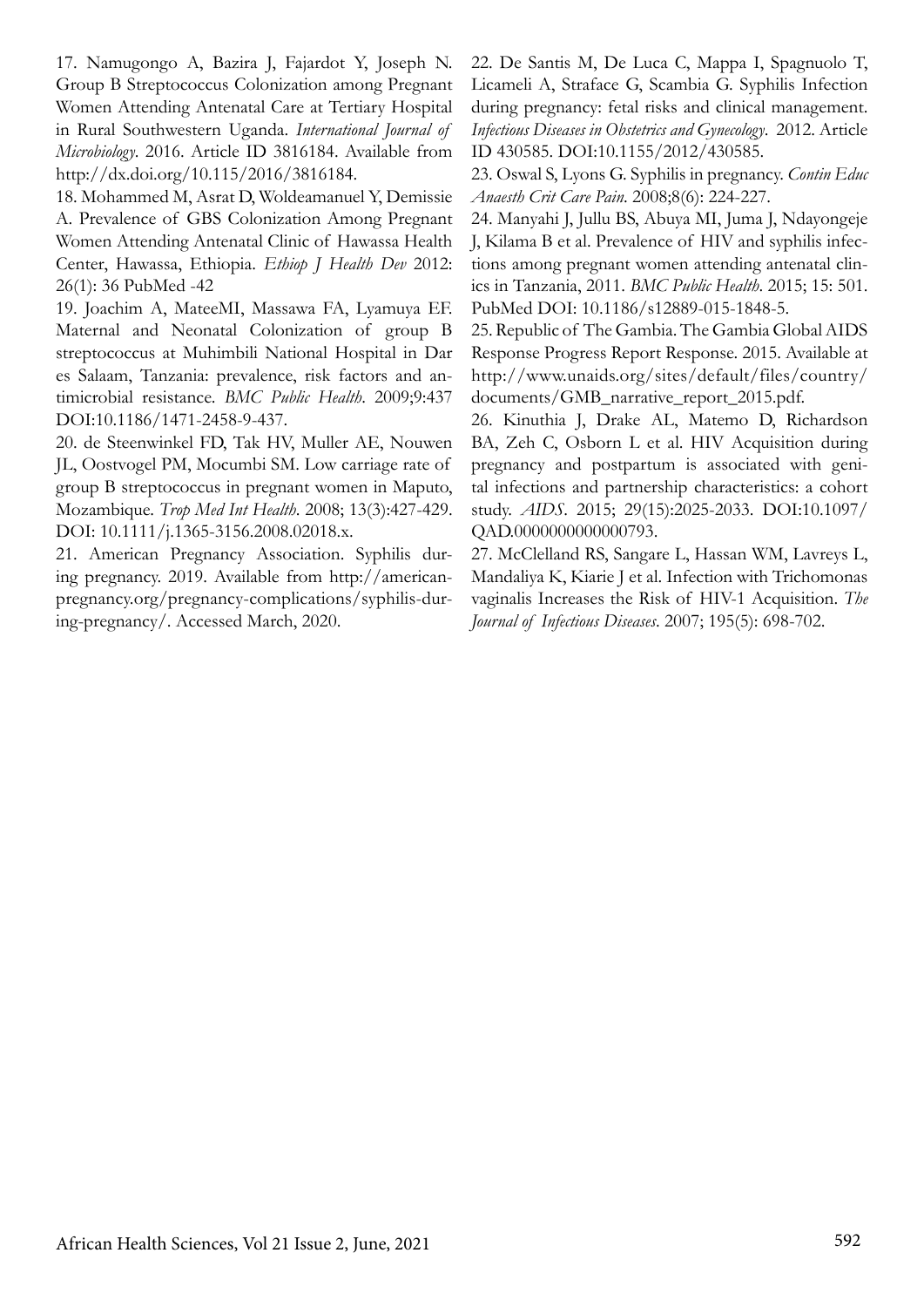17. Namugongo A, Bazira J, Fajardot Y, Joseph N. Group B Streptococcus Colonization among Pregnant Women Attending Antenatal Care at Tertiary Hospital in Rural Southwestern Uganda. *International Journal of Microbiology*. 2016. Article ID 3816184. Available from http://dx.doi.org/10.115/2016/3816184.

18. Mohammed M, Asrat D, Woldeamanuel Y, Demissie A. Prevalence of GBS Colonization Among Pregnant Women Attending Antenatal Clinic of Hawassa Health Center, Hawassa, Ethiopia. *Ethiop J Health Dev* 2012: 26(1): 36 PubMed -42

19. Joachim A, MateeMI, Massawa FA, Lyamuya EF. Maternal and Neonatal Colonization of group B streptococcus at Muhimbili National Hospital in Dar es Salaam, Tanzania: prevalence, risk factors and antimicrobial resistance. *BMC Public Health*. 2009;9:437 DOI:10.1186/1471-2458-9-437.

20. de Steenwinkel FD, Tak HV, Muller AE, Nouwen JL, Oostvogel PM, Mocumbi SM. Low carriage rate of group B streptococcus in pregnant women in Maputo, Mozambique. *Trop Med Int Health*. 2008; 13(3):427-429. DOI: 10.1111/j.1365-3156.2008.02018.x.

21. American Pregnancy Association. Syphilis during pregnancy. 2019. Available from http://americanpregnancy.org/pregnancy-complications/syphilis-during-pregnancy/. Accessed March, 2020.

22. De Santis M, De Luca C, Mappa I, Spagnuolo T, Licameli A, Straface G, Scambia G. Syphilis Infection during pregnancy: fetal risks and clinical management. *Infectious Diseases in Obstetrics and Gynecology*. 2012. Article ID 430585. DOI:10.1155/2012/430585.

23. Oswal S, Lyons G. Syphilis in pregnancy. *Contin Educ Anaesth Crit Care Pain*. 2008;8(6): 224-227.

24. Manyahi J, Jullu BS, Abuya MI, Juma J, Ndayongeje J, Kilama B et al. Prevalence of HIV and syphilis infections among pregnant women attending antenatal clinics in Tanzania, 2011. *BMC Public Health*. 2015; 15: 501. PubMed DOI: 10.1186/s12889-015-1848-5.

25. Republic of The Gambia. The Gambia Global AIDS Response Progress Report Response. 2015. Available at http://www.unaids.org/sites/default/files/country/documents/GMB_narrative_report_2015.pdf.

26. Kinuthia J, Drake AL, Matemo D, Richardson BA, Zeh C, Osborn L et al. HIV Acquisition during pregnancy and postpartum is associated with genital infections and partnership characteristics: a cohort study. *AIDS*. 2015; 29(15):2025-2033. DOI:10.1097/QAD.0000000000000793.

27. McClelland RS, Sangare L, Hassan WM, Lavreys L, Mandaliya K, Kiarie J et al. Infection with Trichomonas vaginalis Increases the Risk of HIV-1 Acquisition. *The Journal of Infectious Diseases*. 2007; 195(5): 698-702.